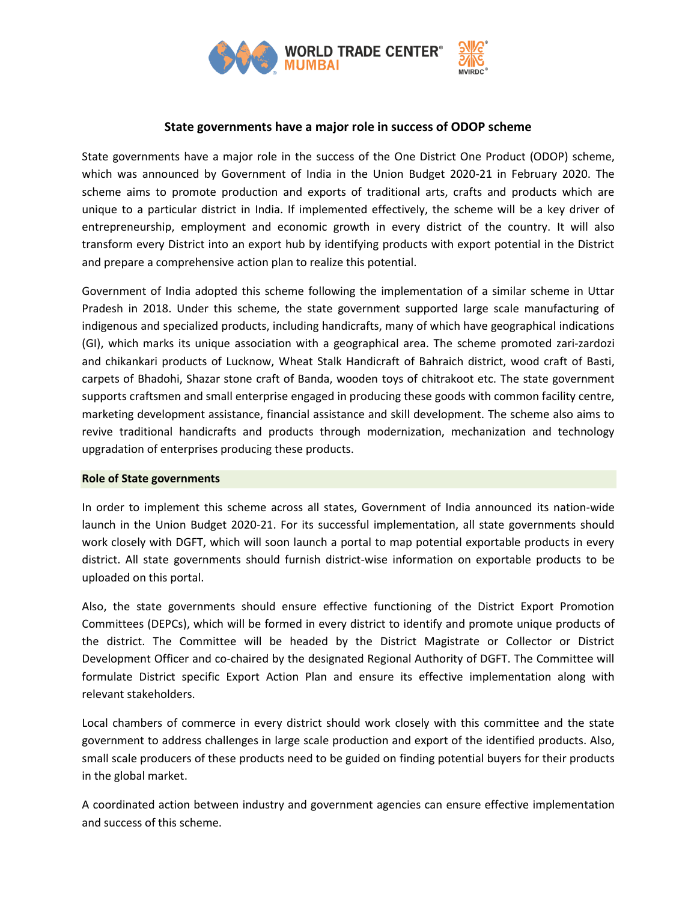# State governments have a major role in success of ODOP scheme

State governments have a major role in the success of the One District One Product (ODOP) scheme, which was announced by Government of India in the Union Budget 2020-21 in February 2020. The scheme aims to promote production and exports of traditional arts, crafts and products which are unique to a particular district in India. If implemented effectively, the scheme will be a key driver of entrepreneurship, employment and economic growth in every district of the country. It will also transform every District into an export hub by identifying products with export potential in the District and prepare a comprehensive action plan to realize this potential.

Government of India adopted this scheme following the implementation of a similar scheme in Uttar Pradesh in 2018. Under this scheme, the state government supported large scale manufacturing of indigenous and specialized products, including handicrafts, many of which have geographical indications (GI), which marks its unique association with a geographical area. The scheme promoted zari-zardozi and chikankari products of Lucknow, Wheat Stalk Handicraft of Bahraich district, wood craft of Basti, carpets of Bhadohi, Shazar stone craft of Banda, wooden toys of chitrakoot etc. The state government supports craftsmen and small enterprise engaged in producing these goods with common facility centre, marketing development assistance, financial assistance and skill development. The scheme also aims to revive traditional handicrafts and products through modernization, mechanization and technology upgradation of enterprises producing these products.

## Role of State governments

In order to implement this scheme across all states, Government of India announced its nation-wide launch in the Union Budget 2020-21. For its successful implementation, all state governments should work closely with DGFT, which will soon launch a portal to map potential exportable products in every district. All state governments should furnish district-wise information on exportable products to be uploaded on this portal.

Also, the state governments should ensure effective functioning of the District Export Promotion Committees (DEPCs), which will be formed in every district to identify and promote unique products of the district. The Committee will be headed by the District Magistrate or Collector or District Development Officer and co-chaired by the designated Regional Authority of DGFT. The Committee will formulate District specific Export Action Plan and ensure its effective implementation along with relevant stakeholders.

Local chambers of commerce in every district should work closely with this committee and the state government to address challenges in large scale production and export of the identified products. Also, small scale producers of these products need to be guided on finding potential buyers for their products in the global market.

A coordinated action between industry and government agencies can ensure effective implementation and success of this scheme.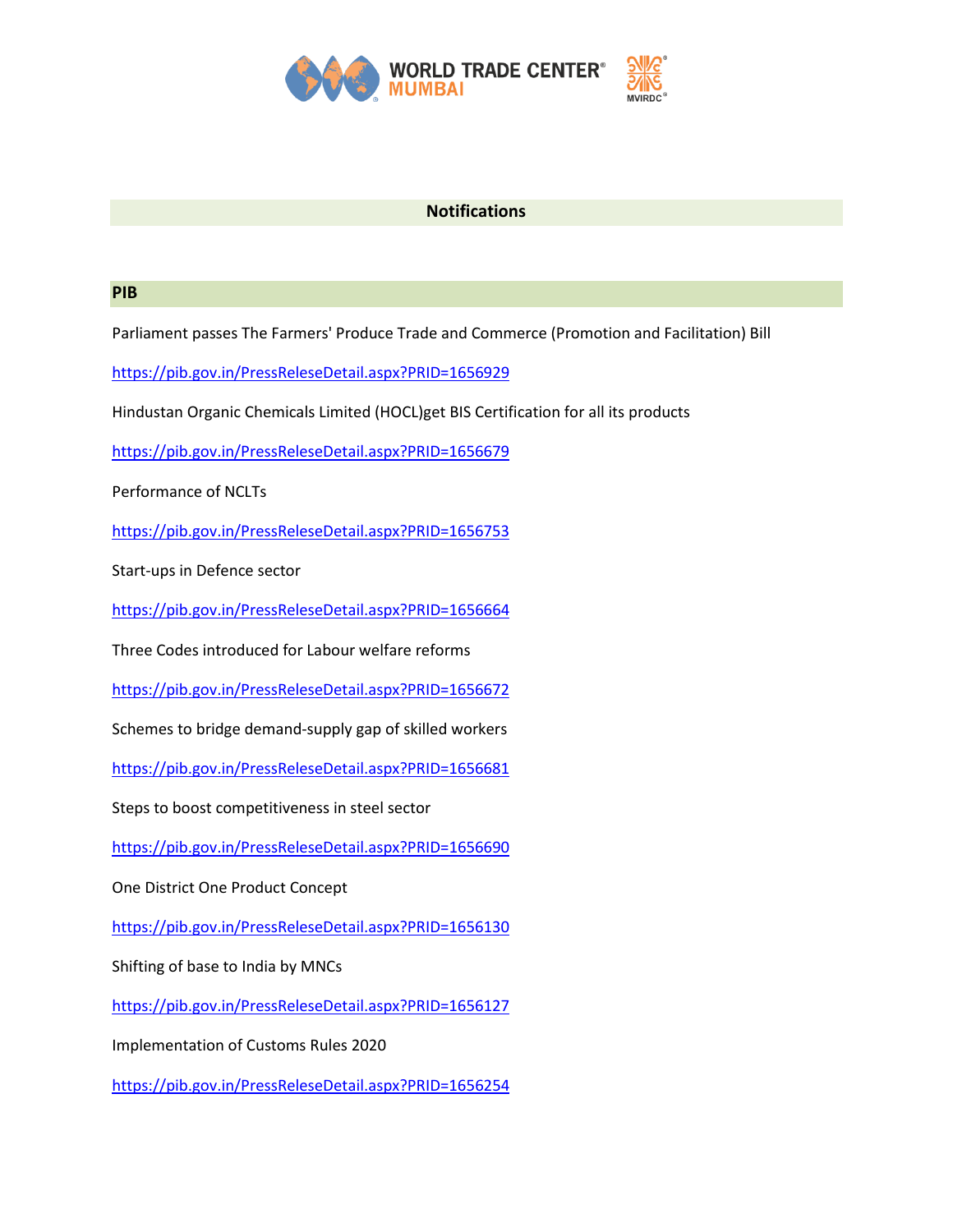## Notifications

### PIB

Parliament passes The Farmers' Produce Trade and Commerce (Promotion and Facilitation) Bill

https://pib.gov.in/PressReleseDetail.aspx?PRID=1656929

Hindustan Organic Chemicals Limited (HOCL)get BIS Certification for all its products

https://pib.gov.in/PressReleseDetail.aspx?PRID=1656679

Performance of NCLTs

https://pib.gov.in/PressReleseDetail.aspx?PRID=1656753

Start-ups in Defence sector

https://pib.gov.in/PressReleseDetail.aspx?PRID=1656664

Three Codes introduced for Labour welfare reforms

https://pib.gov.in/PressReleseDetail.aspx?PRID=1656672

Schemes to bridge demand-supply gap of skilled workers

https://pib.gov.in/PressReleseDetail.aspx?PRID=1656681

Steps to boost competitiveness in steel sector

https://pib.gov.in/PressReleseDetail.aspx?PRID=1656690

One District One Product Concept

https://pib.gov.in/PressReleseDetail.aspx?PRID=1656130

Shifting of base to India by MNCs

https://pib.gov.in/PressReleseDetail.aspx?PRID=1656127

Implementation of Customs Rules 2020

https://pib.gov.in/PressReleseDetail.aspx?PRID=1656254